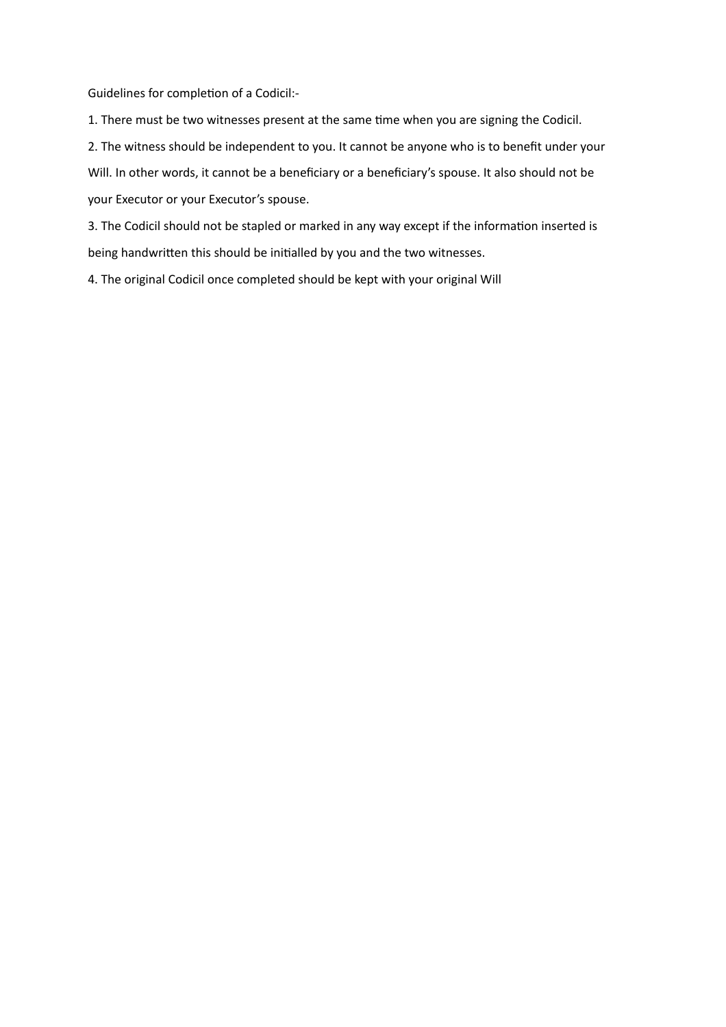Guidelines for completion of a Codicil:-

1. There must be two witnesses present at the same time when you are signing the Codicil.
2. The witness should be independent to you. It cannot be anyone who is to benefit under your Will. In other words, it cannot be a beneficiary or a beneficiary's spouse. It also should not be your Executor or your Executor's spouse.
3. The Codicil should not be stapled or marked in any way except if the information inserted is being handwritten this should be initialled by you and the two witnesses.
4. The original Codicil once completed should be kept with your original Will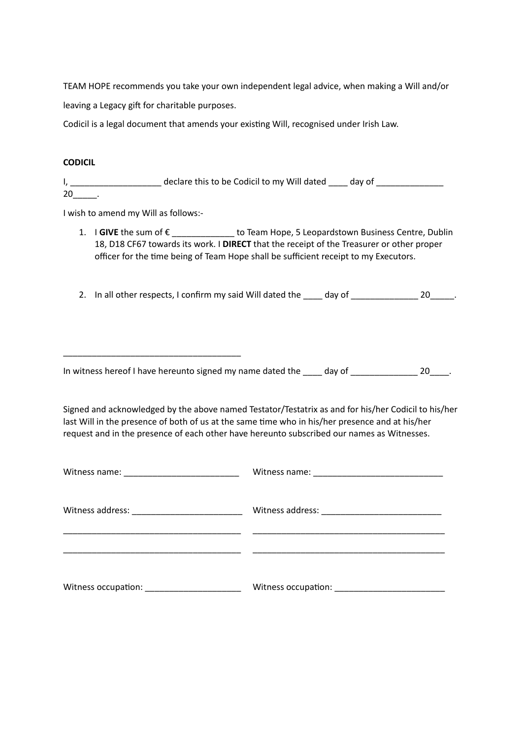TEAM HOPE recommends you take your own independent legal advice, when making a Will and/or leaving a Legacy gift for charitable purposes.

Codicil is a legal document that amends your existing Will, recognised under Irish Law.

**CODICIL**

I, ___________________ declare this to be Codicil to my Will dated ____ day of ______________ 20_____.

I wish to amend my Will as follows:-

1. I **GIVE** the sum of € _____________ to Team Hope, 5 Leopardstown Business Centre, Dublin 18, D18 CF67 towards its work. I **DIRECT** that the receipt of the Treasurer or other proper officer for the time being of Team Hope shall be sufficient receipt to my Executors.

2. In all other respects, I confirm my said Will dated the ____ day of ______________ 20_____.

______________________________________

In witness hereof I have hereunto signed my name dated the ____ day of ______________ 20____.

Signed and acknowledged by the above named Testator/Testatrix as and for his/her Codicil to his/her last Will in the presence of both of us at the same time who in his/her presence and at his/her request and in the presence of each other have hereunto subscribed our names as Witnesses.

Witness name: ________________________

Witness address: _______________________

______________________________________

______________________________________

Witness occupation: ____________________

Witness name: ___________________________

Witness address: _________________________

_________________________________________

_________________________________________

Witness occupation: _______________________